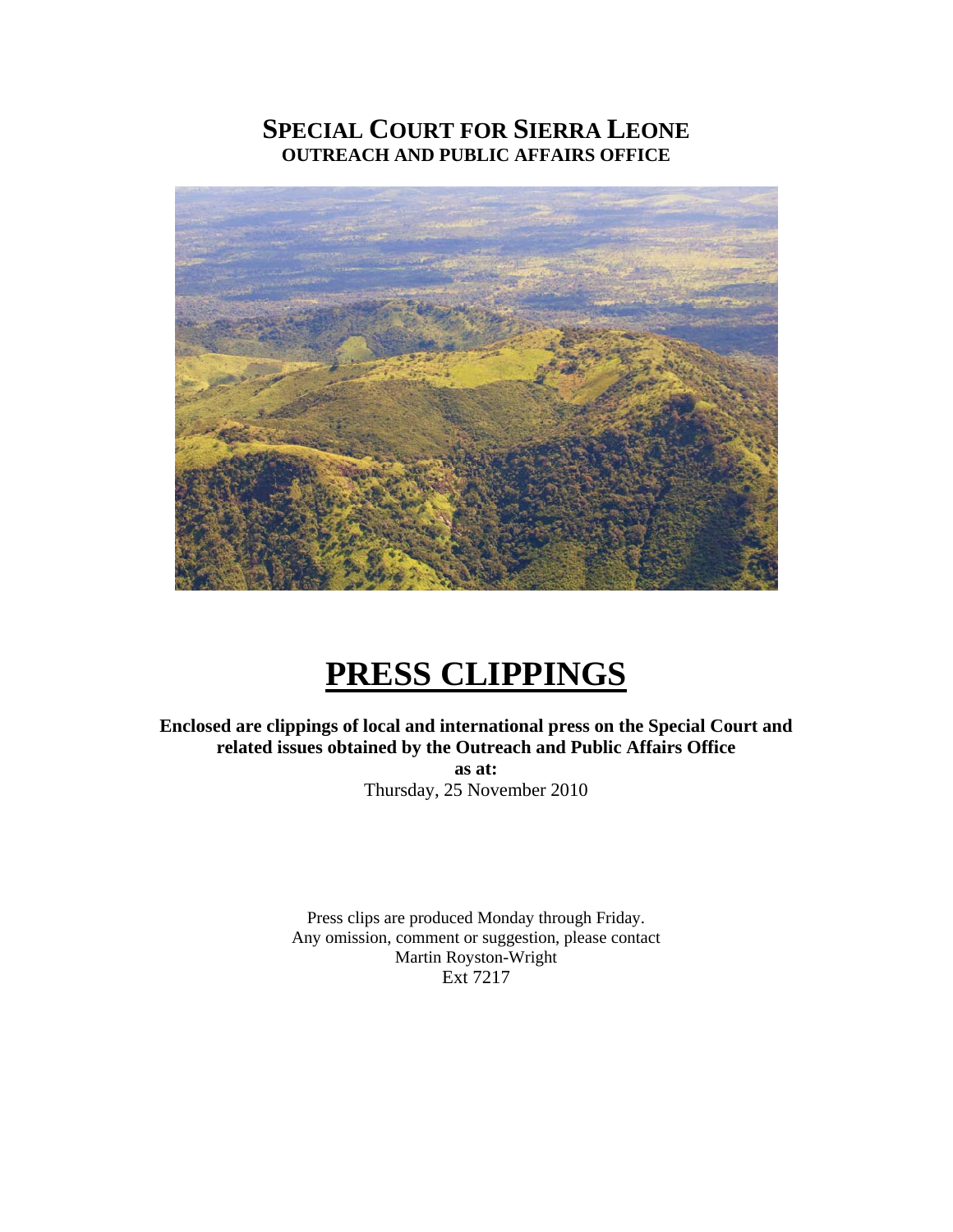# SPECIAL COURT FOR SIERRA LEONE
## OUTREACH AND PUBLIC AFFAIRS OFFICE

# PRESS CLIPPINGS

**Enclosed are clippings of local and international press on the Special Court and related issues obtained by the Outreach and Public Affairs Office**

**as at:**

Thursday, 25 November 2010

Press clips are produced Monday through Friday.
Any omission, comment or suggestion, please contact
Martin Royston-Wright
Ext 7217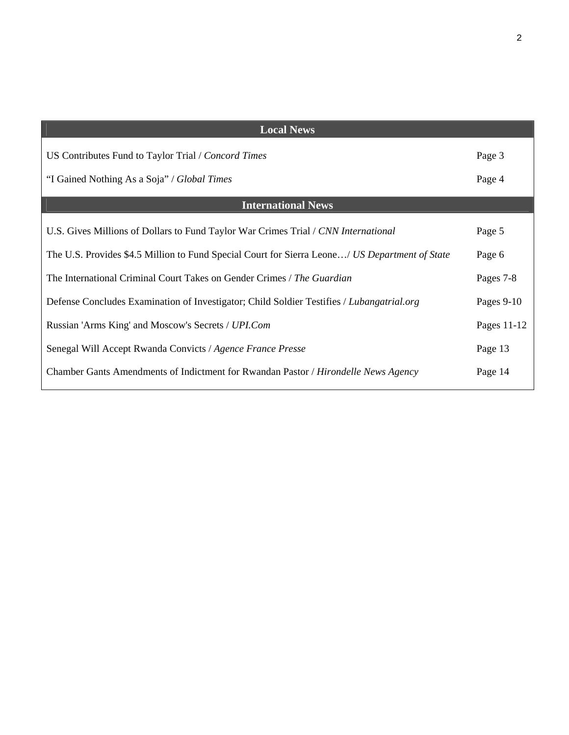| Local News | |
| --- | --- |
| US Contributes Fund to Taylor Trial / *Concord Times* | Page 3 |
| "I Gained Nothing As a Soja" / *Global Times* | Page 4 |
| **International News** | |
| U.S. Gives Millions of Dollars to Fund Taylor War Crimes Trial / *CNN International* | Page 5 |
| The U.S. Provides $4.5 Million to Fund Special Court for Sierra Leone…/ *US Department of State* | Page 6 |
| The International Criminal Court Takes on Gender Crimes / *The Guardian* | Pages 7-8 |
| Defense Concludes Examination of Investigator; Child Soldier Testifies / *Lubangatrial.org* | Pages 9-10 |
| Russian 'Arms King' and Moscow's Secrets / *UPI.Com* | Pages 11-12 |
| Senegal Will Accept Rwanda Convicts / *Agence France Presse* | Page 13 |
| Chamber Gants Amendments of Indictment for Rwandan Pastor / *Hirondelle News Agency* | Page 14 |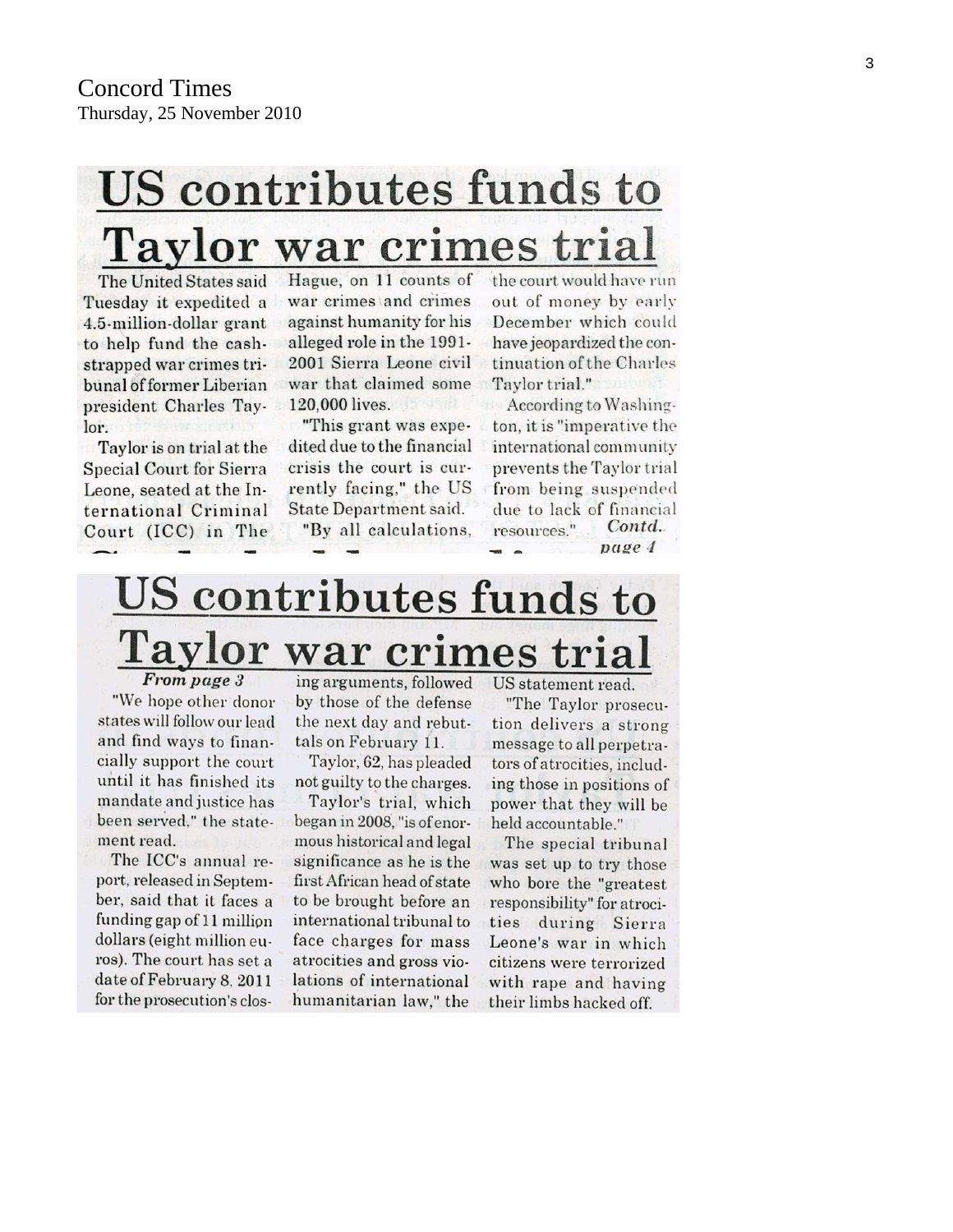Concord Times
Thursday, 25 November 2010

# US contributes funds to Taylor war crimes trial

The United States said Tuesday it expedited a 4.5-million-dollar grant to help fund the cash-strapped war crimes tribunal of former Liberian president Charles Taylor.

Taylor is on trial at the Special Court for Sierra Leone, seated at the International Criminal Court (ICC) in The Hague, on 11 counts of war crimes and crimes against humanity for his alleged role in the 1991-2001 Sierra Leone civil war that claimed some 120,000 lives.

"This grant was expedited due to the financial crisis the court is currently facing," the US State Department said.

"By all calculations, the court would have run out of money by early December which could have jeopardized the continuation of the Charles Taylor trial."

According to Washington, it is "imperative the international community prevents the Taylor trial from being suspended due to lack of financial resources." *Contd. page 4*

# US contributes funds to Taylor war crimes trial

***From page 3***

"We hope other donor states will follow our lead and find ways to financially support the court until it has finished its mandate and justice has been served," the statement read.

The ICC's annual report, released in September, said that it faces a funding gap of 11 million dollars (eight million euros). The court has set a date of February 8, 2011 for the prosecution's closing arguments, followed by those of the defense the next day and rebuttals on February 11.

Taylor, 62, has pleaded not guilty to the charges.

Taylor's trial, which began in 2008, "is of enormous historical and legal significance as he is the first African head of state to be brought before an international tribunal to face charges for mass atrocities and gross violations of international humanitarian law," the US statement read.

"The Taylor prosecution delivers a strong message to all perpetrators of atrocities, including those in positions of power that they will be held accountable."

The special tribunal was set up to try those who bore the "greatest responsibility" for atrocities during Sierra Leone's war in which citizens were terrorized with rape and having their limbs hacked off.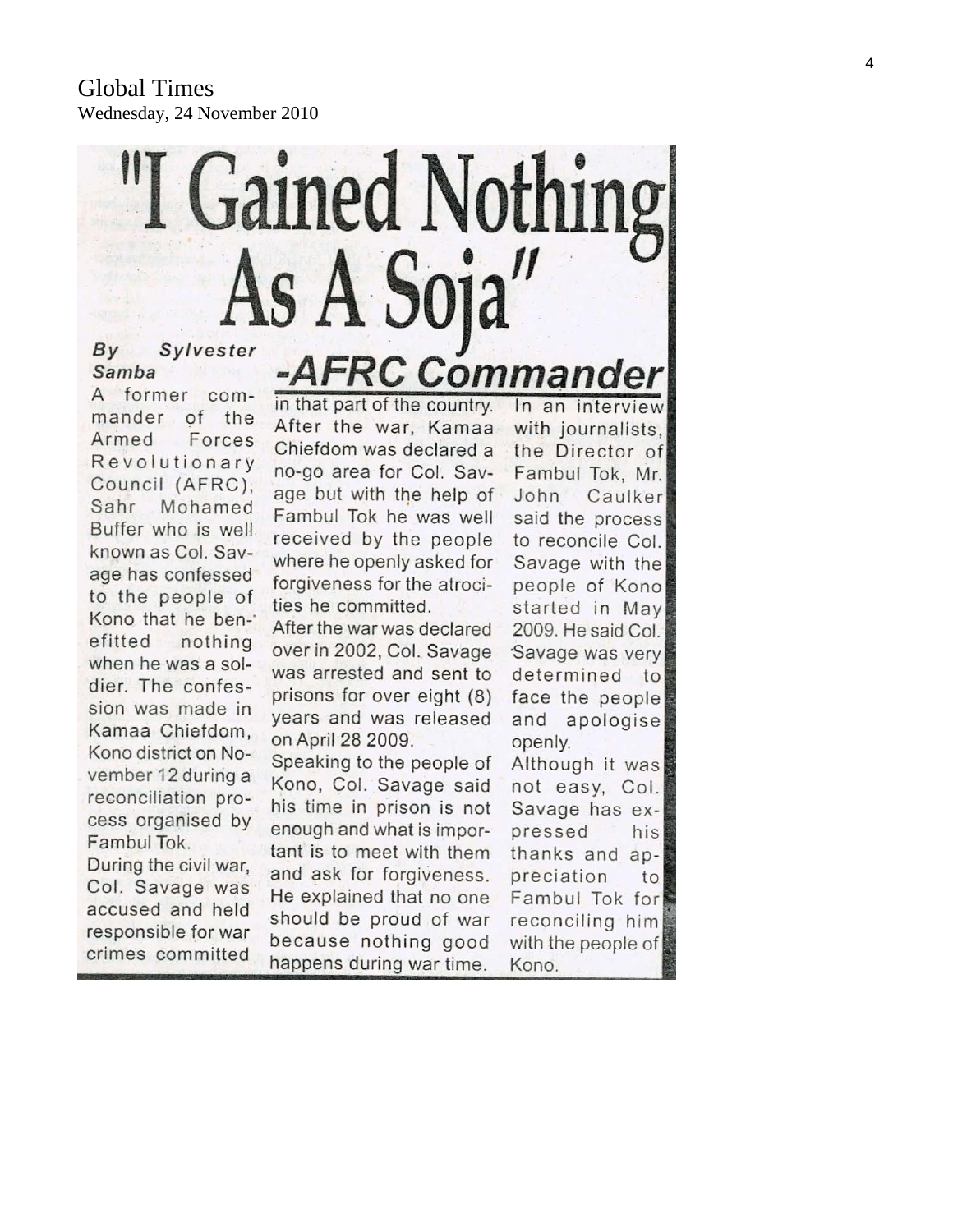## Global Times

Wednesday, 24 November 2010

# "I Gained Nothing As A Soja" -AFRC Commander

*By Sylvester Samba*

A former commander of the Armed Forces Revolutionary Council (AFRC), Sahr Mohamed Buffer who is well known as Col. Savage has confessed to the people of Kono that he benefitted nothing when he was a soldier. The confession was made in Kamaa Chiefdom, Kono district on November 12 during a reconciliation process organised by Fambul Tok.

During the civil war, Col. Savage was accused and held responsible for war crimes committed in that part of the country. After the war, Kamaa Chiefdom was declared a no-go area for Col. Savage but with the help of Fambul Tok he was well received by the people where he openly asked for forgiveness for the atrocities he committed.

After the war was declared over in 2002, Col. Savage was arrested and sent to prisons for over eight (8) years and was released on April 28 2009.

Speaking to the people of Kono, Col. Savage said his time in prison is not enough and what is important is to meet with them and ask for forgiveness. He explained that no one should be proud of war because nothing good happens during war time.

In an interview with journalists, the Director of Fambul Tok, Mr. John Caulker said the process to reconcile Col. Savage with the people of Kono started in May 2009. He said Col. Savage was very determined to face the people and apologise openly.

Although it was not easy, Col. Savage has expressed his thanks and appreciation to Fambul Tok for reconciling him with the people of Kono.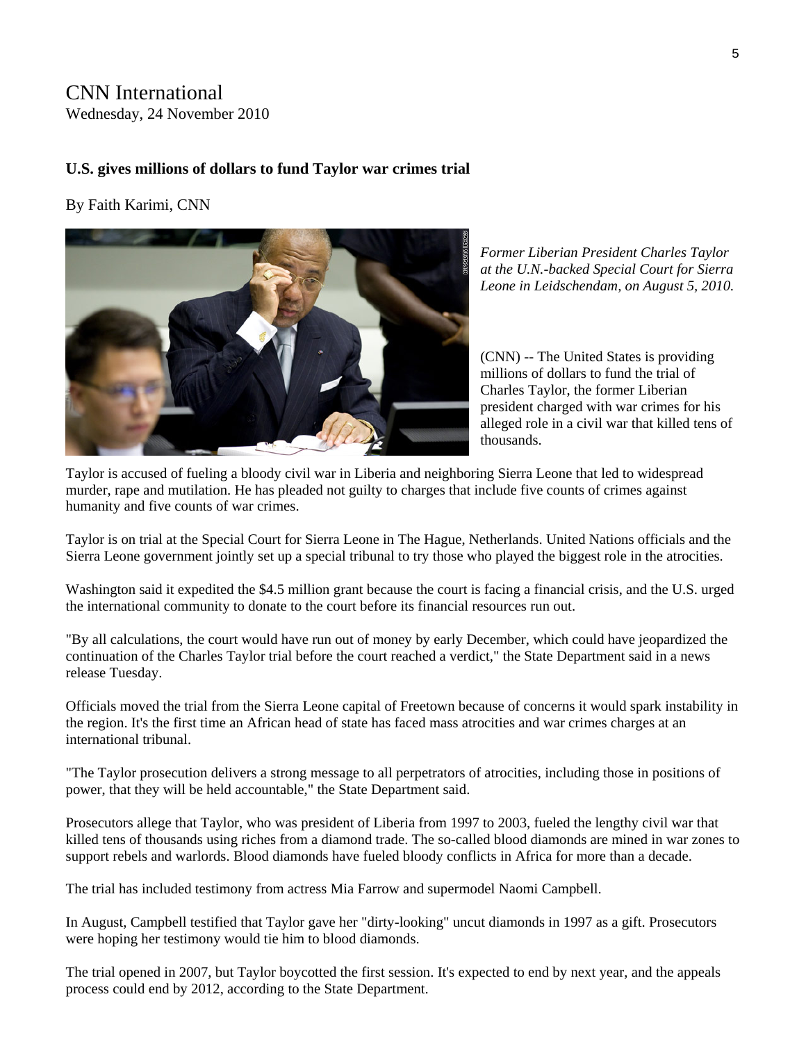# CNN International

Wednesday, 24 November 2010

**U.S. gives millions of dollars to fund Taylor war crimes trial**

By Faith Karimi, CNN

*Former Liberian President Charles Taylor at the U.N.-backed Special Court for Sierra Leone in Leidschendam, on August 5, 2010.*

(CNN) -- The United States is providing millions of dollars to fund the trial of Charles Taylor, the former Liberian president charged with war crimes for his alleged role in a civil war that killed tens of thousands.

Taylor is accused of fueling a bloody civil war in Liberia and neighboring Sierra Leone that led to widespread murder, rape and mutilation. He has pleaded not guilty to charges that include five counts of crimes against humanity and five counts of war crimes.

Taylor is on trial at the Special Court for Sierra Leone in The Hague, Netherlands. United Nations officials and the Sierra Leone government jointly set up a special tribunal to try those who played the biggest role in the atrocities.

Washington said it expedited the $4.5 million grant because the court is facing a financial crisis, and the U.S. urged the international community to donate to the court before its financial resources run out.

"By all calculations, the court would have run out of money by early December, which could have jeopardized the continuation of the Charles Taylor trial before the court reached a verdict," the State Department said in a news release Tuesday.

Officials moved the trial from the Sierra Leone capital of Freetown because of concerns it would spark instability in the region. It's the first time an African head of state has faced mass atrocities and war crimes charges at an international tribunal.

"The Taylor prosecution delivers a strong message to all perpetrators of atrocities, including those in positions of power, that they will be held accountable," the State Department said.

Prosecutors allege that Taylor, who was president of Liberia from 1997 to 2003, fueled the lengthy civil war that killed tens of thousands using riches from a diamond trade. The so-called blood diamonds are mined in war zones to support rebels and warlords. Blood diamonds have fueled bloody conflicts in Africa for more than a decade.

The trial has included testimony from actress Mia Farrow and supermodel Naomi Campbell.

In August, Campbell testified that Taylor gave her "dirty-looking" uncut diamonds in 1997 as a gift. Prosecutors were hoping her testimony would tie him to blood diamonds.

The trial opened in 2007, but Taylor boycotted the first session. It's expected to end by next year, and the appeals process could end by 2012, according to the State Department.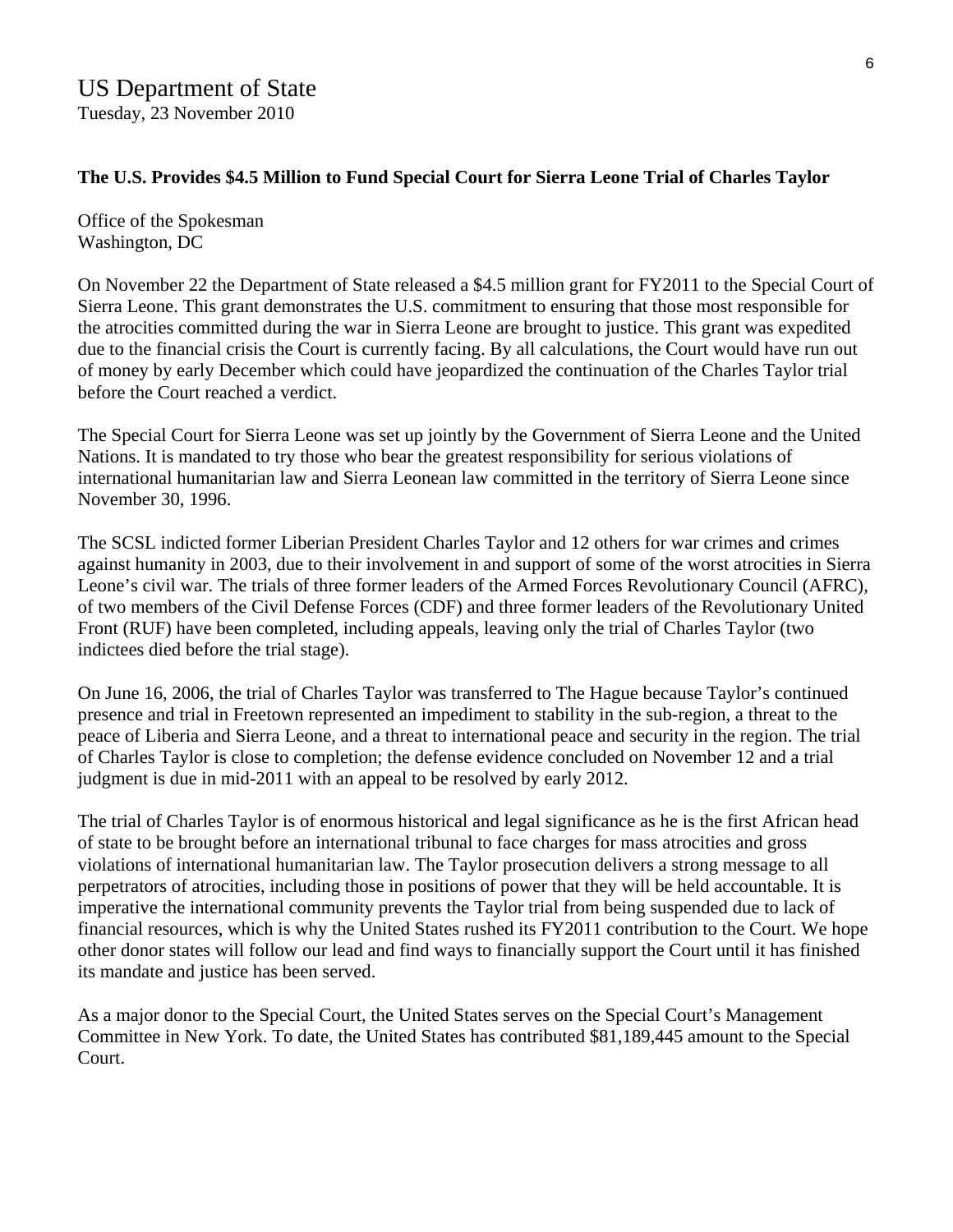US Department of State
Tuesday, 23 November 2010

**The U.S. Provides $4.5 Million to Fund Special Court for Sierra Leone Trial of Charles Taylor**

Office of the Spokesman
Washington, DC

On November 22 the Department of State released a $4.5 million grant for FY2011 to the Special Court of Sierra Leone. This grant demonstrates the U.S. commitment to ensuring that those most responsible for the atrocities committed during the war in Sierra Leone are brought to justice. This grant was expedited due to the financial crisis the Court is currently facing. By all calculations, the Court would have run out of money by early December which could have jeopardized the continuation of the Charles Taylor trial before the Court reached a verdict.

The Special Court for Sierra Leone was set up jointly by the Government of Sierra Leone and the United Nations. It is mandated to try those who bear the greatest responsibility for serious violations of international humanitarian law and Sierra Leonean law committed in the territory of Sierra Leone since November 30, 1996.

The SCSL indicted former Liberian President Charles Taylor and 12 others for war crimes and crimes against humanity in 2003, due to their involvement in and support of some of the worst atrocities in Sierra Leone's civil war. The trials of three former leaders of the Armed Forces Revolutionary Council (AFRC), of two members of the Civil Defense Forces (CDF) and three former leaders of the Revolutionary United Front (RUF) have been completed, including appeals, leaving only the trial of Charles Taylor (two indictees died before the trial stage).

On June 16, 2006, the trial of Charles Taylor was transferred to The Hague because Taylor's continued presence and trial in Freetown represented an impediment to stability in the sub-region, a threat to the peace of Liberia and Sierra Leone, and a threat to international peace and security in the region. The trial of Charles Taylor is close to completion; the defense evidence concluded on November 12 and a trial judgment is due in mid-2011 with an appeal to be resolved by early 2012.

The trial of Charles Taylor is of enormous historical and legal significance as he is the first African head of state to be brought before an international tribunal to face charges for mass atrocities and gross violations of international humanitarian law. The Taylor prosecution delivers a strong message to all perpetrators of atrocities, including those in positions of power that they will be held accountable. It is imperative the international community prevents the Taylor trial from being suspended due to lack of financial resources, which is why the United States rushed its FY2011 contribution to the Court. We hope other donor states will follow our lead and find ways to financially support the Court until it has finished its mandate and justice has been served.

As a major donor to the Special Court, the United States serves on the Special Court's Management Committee in New York. To date, the United States has contributed $81,189,445 amount to the Special Court.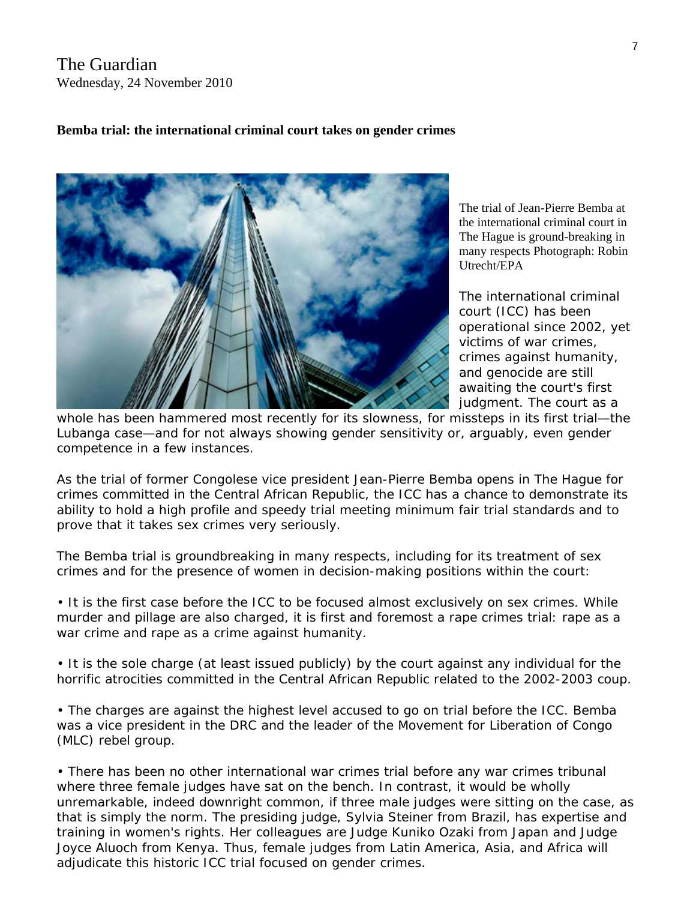The Guardian
Wednesday, 24 November 2010

**Bemba trial: the international criminal court takes on gender crimes**

The trial of Jean-Pierre Bemba at the international criminal court in The Hague is ground-breaking in many respects Photograph: Robin Utrecht/EPA

The international criminal court (ICC) has been operational since 2002, yet victims of war crimes, crimes against humanity, and genocide are still awaiting the court's first judgment. The court as a whole has been hammered most recently for its slowness, for missteps in its first trial—the Lubanga case—and for not always showing gender sensitivity or, arguably, even gender competence in a few instances.

As the trial of former Congolese vice president Jean-Pierre Bemba opens in The Hague for crimes committed in the Central African Republic, the ICC has a chance to demonstrate its ability to hold a high profile and speedy trial meeting minimum fair trial standards and to prove that it takes sex crimes very seriously.

The Bemba trial is groundbreaking in many respects, including for its treatment of sex crimes and for the presence of women in decision-making positions within the court:

• It is the first case before the ICC to be focused almost exclusively on sex crimes. While murder and pillage are also charged, it is first and foremost a rape crimes trial: rape as a war crime and rape as a crime against humanity.

• It is the sole charge (at least issued publicly) by the court against any individual for the horrific atrocities committed in the Central African Republic related to the 2002-2003 coup.

• The charges are against the highest level accused to go on trial before the ICC. Bemba was a vice president in the DRC and the leader of the Movement for Liberation of Congo (MLC) rebel group.

• There has been no other international war crimes trial before any war crimes tribunal where three female judges have sat on the bench. In contrast, it would be wholly unremarkable, indeed downright common, if three male judges were sitting on the case, as that is simply the norm. The presiding judge, Sylvia Steiner from Brazil, has expertise and training in women's rights. Her colleagues are Judge Kuniko Ozaki from Japan and Judge Joyce Aluoch from Kenya. Thus, female judges from Latin America, Asia, and Africa will adjudicate this historic ICC trial focused on gender crimes.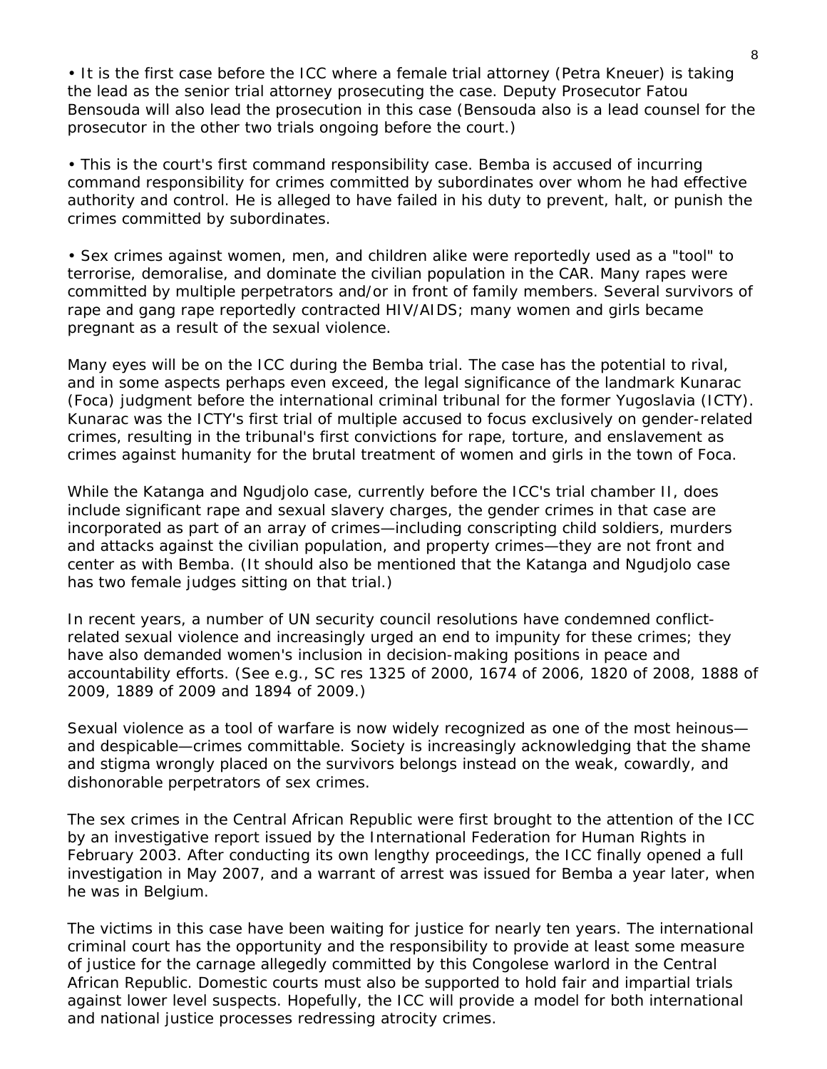- It is the first case before the ICC where a female trial attorney (Petra Kneuer) is taking the lead as the senior trial attorney prosecuting the case. Deputy Prosecutor Fatou Bensouda will also lead the prosecution in this case (Bensouda also is a lead counsel for the prosecutor in the other two trials ongoing before the court.)

- This is the court's first command responsibility case. Bemba is accused of incurring command responsibility for crimes committed by subordinates over whom he had effective authority and control. He is alleged to have failed in his duty to prevent, halt, or punish the crimes committed by subordinates.

- Sex crimes against women, men, and children alike were reportedly used as a "tool" to terrorise, demoralise, and dominate the civilian population in the CAR. Many rapes were committed by multiple perpetrators and/or in front of family members. Several survivors of rape and gang rape reportedly contracted HIV/AIDS; many women and girls became pregnant as a result of the sexual violence.

Many eyes will be on the ICC during the Bemba trial. The case has the potential to rival, and in some aspects perhaps even exceed, the legal significance of the landmark Kunarac (Foca) judgment before the international criminal tribunal for the former Yugoslavia (ICTY). Kunarac was the ICTY's first trial of multiple accused to focus exclusively on gender-related crimes, resulting in the tribunal's first convictions for rape, torture, and enslavement as crimes against humanity for the brutal treatment of women and girls in the town of Foca.

While the Katanga and Ngudjolo case, currently before the ICC's trial chamber II, does include significant rape and sexual slavery charges, the gender crimes in that case are incorporated as part of an array of crimes—including conscripting child soldiers, murders and attacks against the civilian population, and property crimes—they are not front and center as with Bemba. (It should also be mentioned that the Katanga and Ngudjolo case has two female judges sitting on that trial.)

In recent years, a number of UN security council resolutions have condemned conflict-related sexual violence and increasingly urged an end to impunity for these crimes; they have also demanded women's inclusion in decision-making positions in peace and accountability efforts. (See e.g., SC res 1325 of 2000, 1674 of 2006, 1820 of 2008, 1888 of 2009, 1889 of 2009 and 1894 of 2009.)

Sexual violence as a tool of warfare is now widely recognized as one of the most heinous—and despicable—crimes committable. Society is increasingly acknowledging that the shame and stigma wrongly placed on the survivors belongs instead on the weak, cowardly, and dishonorable perpetrators of sex crimes.

The sex crimes in the Central African Republic were first brought to the attention of the ICC by an investigative report issued by the International Federation for Human Rights in February 2003. After conducting its own lengthy proceedings, the ICC finally opened a full investigation in May 2007, and a warrant of arrest was issued for Bemba a year later, when he was in Belgium.

The victims in this case have been waiting for justice for nearly ten years. The international criminal court has the opportunity and the responsibility to provide at least some measure of justice for the carnage allegedly committed by this Congolese warlord in the Central African Republic. Domestic courts must also be supported to hold fair and impartial trials against lower level suspects. Hopefully, the ICC will provide a model for both international and national justice processes redressing atrocity crimes.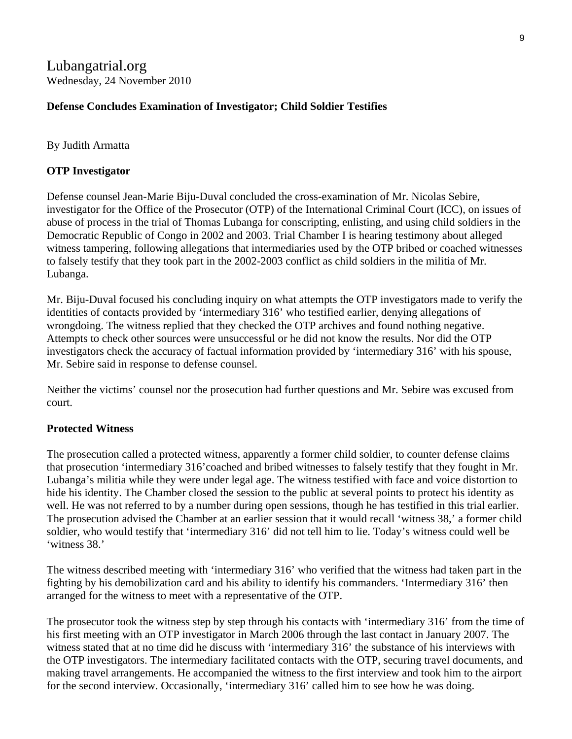Lubangatrial.org
Wednesday, 24 November 2010

**Defense Concludes Examination of Investigator; Child Soldier Testifies**

By Judith Armatta

**OTP Investigator**

Defense counsel Jean-Marie Biju-Duval concluded the cross-examination of Mr. Nicolas Sebire, investigator for the Office of the Prosecutor (OTP) of the International Criminal Court (ICC), on issues of abuse of process in the trial of Thomas Lubanga for conscripting, enlisting, and using child soldiers in the Democratic Republic of Congo in 2002 and 2003. Trial Chamber I is hearing testimony about alleged witness tampering, following allegations that intermediaries used by the OTP bribed or coached witnesses to falsely testify that they took part in the 2002-2003 conflict as child soldiers in the militia of Mr. Lubanga.

Mr. Biju-Duval focused his concluding inquiry on what attempts the OTP investigators made to verify the identities of contacts provided by 'intermediary 316' who testified earlier, denying allegations of wrongdoing. The witness replied that they checked the OTP archives and found nothing negative. Attempts to check other sources were unsuccessful or he did not know the results. Nor did the OTP investigators check the accuracy of factual information provided by 'intermediary 316' with his spouse, Mr. Sebire said in response to defense counsel.

Neither the victims' counsel nor the prosecution had further questions and Mr. Sebire was excused from court.

**Protected Witness**

The prosecution called a protected witness, apparently a former child soldier, to counter defense claims that prosecution 'intermediary 316'coached and bribed witnesses to falsely testify that they fought in Mr. Lubanga's militia while they were under legal age. The witness testified with face and voice distortion to hide his identity. The Chamber closed the session to the public at several points to protect his identity as well. He was not referred to by a number during open sessions, though he has testified in this trial earlier. The prosecution advised the Chamber at an earlier session that it would recall 'witness 38,' a former child soldier, who would testify that 'intermediary 316' did not tell him to lie. Today's witness could well be 'witness 38.'

The witness described meeting with 'intermediary 316' who verified that the witness had taken part in the fighting by his demobilization card and his ability to identify his commanders. 'Intermediary 316' then arranged for the witness to meet with a representative of the OTP.

The prosecutor took the witness step by step through his contacts with 'intermediary 316' from the time of his first meeting with an OTP investigator in March 2006 through the last contact in January 2007. The witness stated that at no time did he discuss with 'intermediary 316' the substance of his interviews with the OTP investigators. The intermediary facilitated contacts with the OTP, securing travel documents, and making travel arrangements. He accompanied the witness to the first interview and took him to the airport for the second interview. Occasionally, 'intermediary 316' called him to see how he was doing.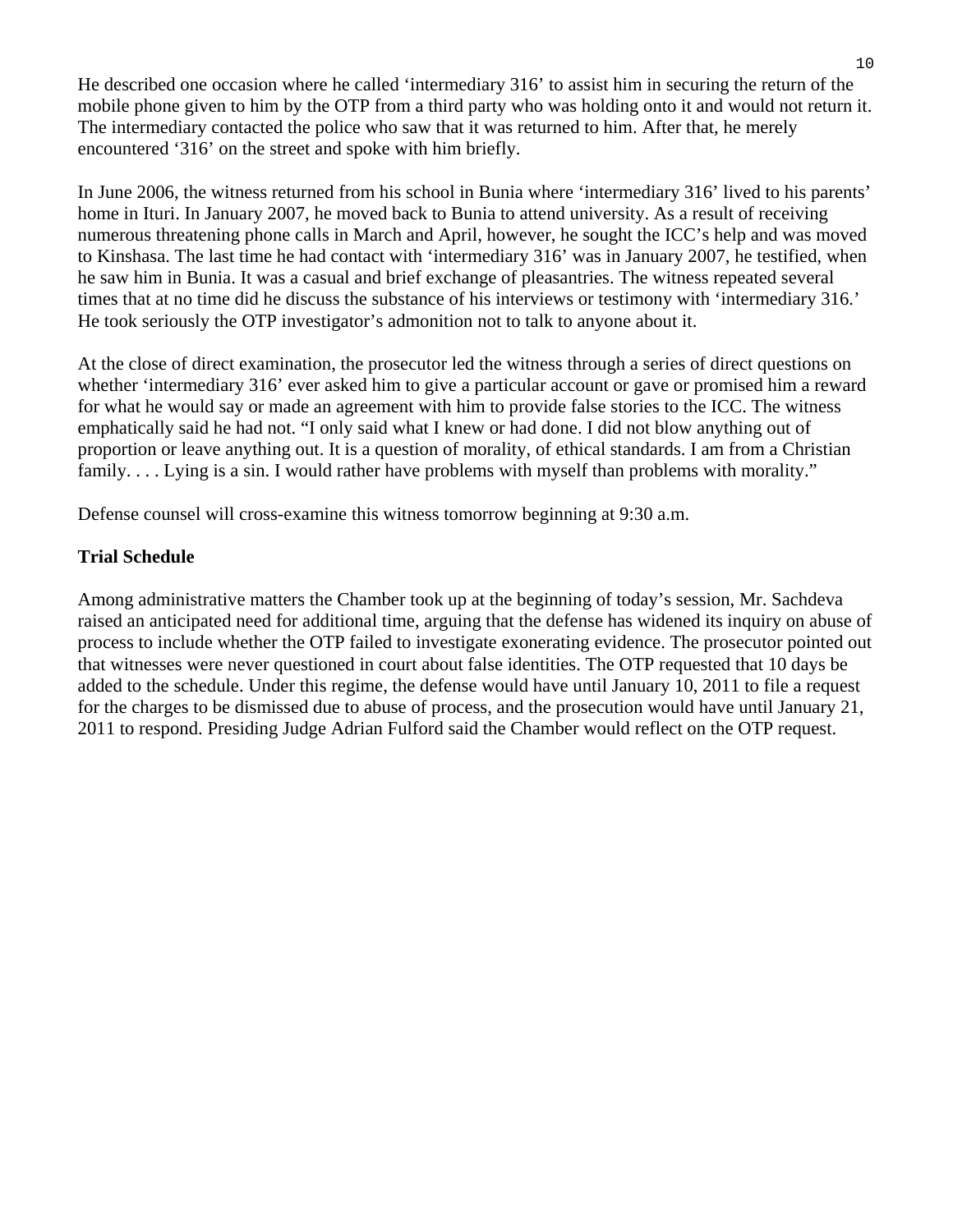He described one occasion where he called 'intermediary 316' to assist him in securing the return of the mobile phone given to him by the OTP from a third party who was holding onto it and would not return it. The intermediary contacted the police who saw that it was returned to him. After that, he merely encountered '316' on the street and spoke with him briefly.

In June 2006, the witness returned from his school in Bunia where 'intermediary 316' lived to his parents' home in Ituri. In January 2007, he moved back to Bunia to attend university. As a result of receiving numerous threatening phone calls in March and April, however, he sought the ICC's help and was moved to Kinshasa. The last time he had contact with 'intermediary 316' was in January 2007, he testified, when he saw him in Bunia. It was a casual and brief exchange of pleasantries. The witness repeated several times that at no time did he discuss the substance of his interviews or testimony with 'intermediary 316.' He took seriously the OTP investigator's admonition not to talk to anyone about it.

At the close of direct examination, the prosecutor led the witness through a series of direct questions on whether 'intermediary 316' ever asked him to give a particular account or gave or promised him a reward for what he would say or made an agreement with him to provide false stories to the ICC. The witness emphatically said he had not. "I only said what I knew or had done. I did not blow anything out of proportion or leave anything out. It is a question of morality, of ethical standards. I am from a Christian family. . . . Lying is a sin. I would rather have problems with myself than problems with morality."

Defense counsel will cross-examine this witness tomorrow beginning at 9:30 a.m.

**Trial Schedule**

Among administrative matters the Chamber took up at the beginning of today's session, Mr. Sachdeva raised an anticipated need for additional time, arguing that the defense has widened its inquiry on abuse of process to include whether the OTP failed to investigate exonerating evidence. The prosecutor pointed out that witnesses were never questioned in court about false identities. The OTP requested that 10 days be added to the schedule. Under this regime, the defense would have until January 10, 2011 to file a request for the charges to be dismissed due to abuse of process, and the prosecution would have until January 21, 2011 to respond. Presiding Judge Adrian Fulford said the Chamber would reflect on the OTP request.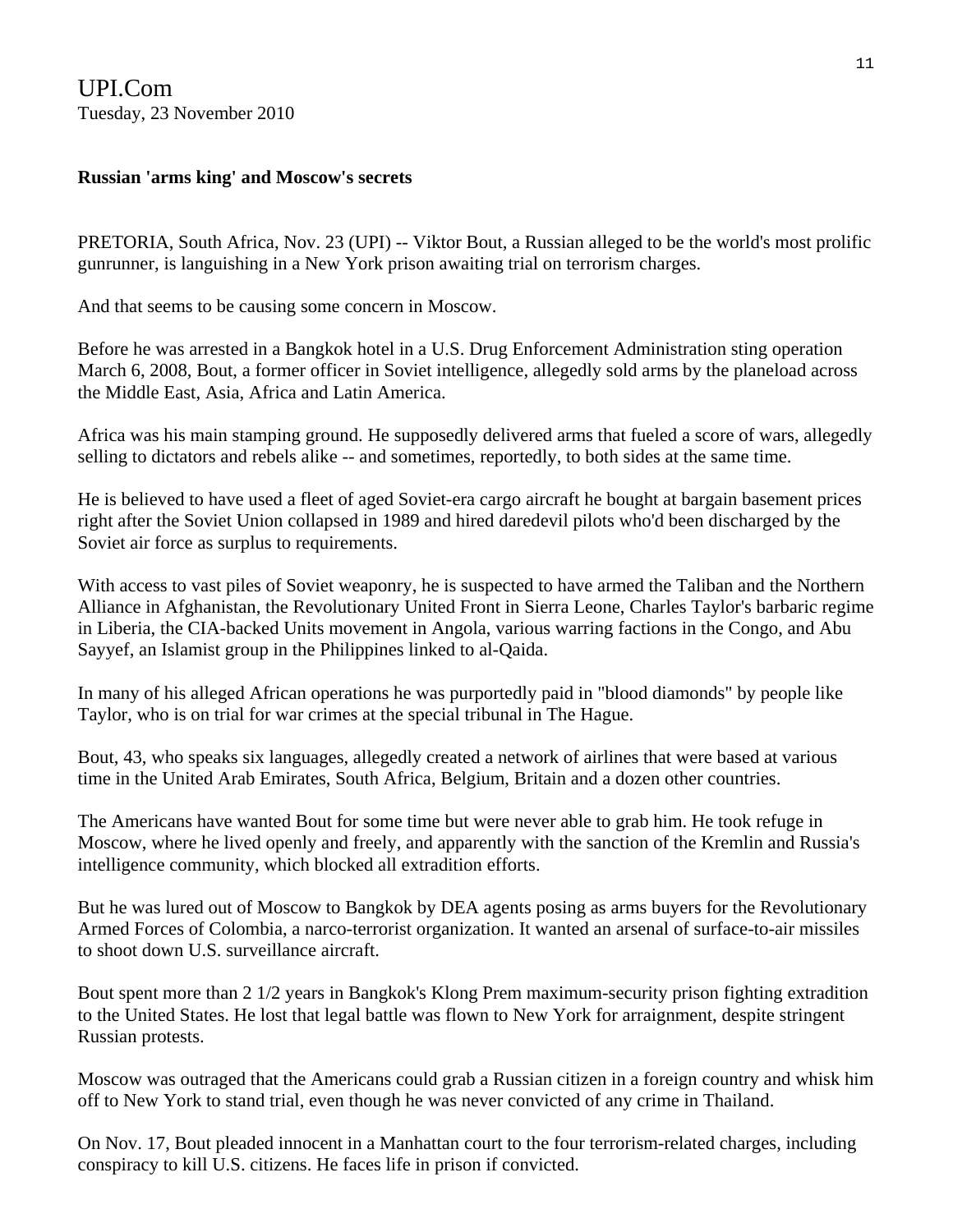UPI.Com
Tuesday, 23 November 2010

**Russian 'arms king' and Moscow's secrets**

PRETORIA, South Africa, Nov. 23 (UPI) -- Viktor Bout, a Russian alleged to be the world's most prolific gunrunner, is languishing in a New York prison awaiting trial on terrorism charges.

And that seems to be causing some concern in Moscow.

Before he was arrested in a Bangkok hotel in a U.S. Drug Enforcement Administration sting operation March 6, 2008, Bout, a former officer in Soviet intelligence, allegedly sold arms by the planeload across the Middle East, Asia, Africa and Latin America.

Africa was his main stamping ground. He supposedly delivered arms that fueled a score of wars, allegedly selling to dictators and rebels alike -- and sometimes, reportedly, to both sides at the same time.

He is believed to have used a fleet of aged Soviet-era cargo aircraft he bought at bargain basement prices right after the Soviet Union collapsed in 1989 and hired daredevil pilots who'd been discharged by the Soviet air force as surplus to requirements.

With access to vast piles of Soviet weaponry, he is suspected to have armed the Taliban and the Northern Alliance in Afghanistan, the Revolutionary United Front in Sierra Leone, Charles Taylor's barbaric regime in Liberia, the CIA-backed Units movement in Angola, various warring factions in the Congo, and Abu Sayyef, an Islamist group in the Philippines linked to al-Qaida.

In many of his alleged African operations he was purportedly paid in "blood diamonds" by people like Taylor, who is on trial for war crimes at the special tribunal in The Hague.

Bout, 43, who speaks six languages, allegedly created a network of airlines that were based at various time in the United Arab Emirates, South Africa, Belgium, Britain and a dozen other countries.

The Americans have wanted Bout for some time but were never able to grab him. He took refuge in Moscow, where he lived openly and freely, and apparently with the sanction of the Kremlin and Russia's intelligence community, which blocked all extradition efforts.

But he was lured out of Moscow to Bangkok by DEA agents posing as arms buyers for the Revolutionary Armed Forces of Colombia, a narco-terrorist organization. It wanted an arsenal of surface-to-air missiles to shoot down U.S. surveillance aircraft.

Bout spent more than 2 1/2 years in Bangkok's Klong Prem maximum-security prison fighting extradition to the United States. He lost that legal battle was flown to New York for arraignment, despite stringent Russian protests.

Moscow was outraged that the Americans could grab a Russian citizen in a foreign country and whisk him off to New York to stand trial, even though he was never convicted of any crime in Thailand.

On Nov. 17, Bout pleaded innocent in a Manhattan court to the four terrorism-related charges, including conspiracy to kill U.S. citizens. He faces life in prison if convicted.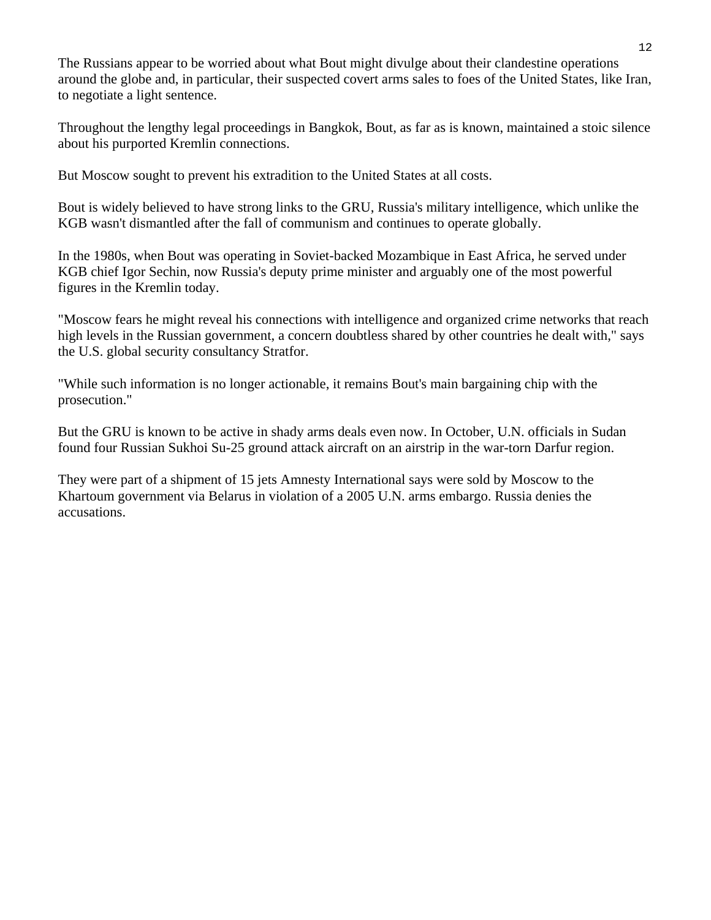The Russians appear to be worried about what Bout might divulge about their clandestine operations around the globe and, in particular, their suspected covert arms sales to foes of the United States, like Iran, to negotiate a light sentence.

Throughout the lengthy legal proceedings in Bangkok, Bout, as far as is known, maintained a stoic silence about his purported Kremlin connections.

But Moscow sought to prevent his extradition to the United States at all costs.

Bout is widely believed to have strong links to the GRU, Russia's military intelligence, which unlike the KGB wasn't dismantled after the fall of communism and continues to operate globally.

In the 1980s, when Bout was operating in Soviet-backed Mozambique in East Africa, he served under KGB chief Igor Sechin, now Russia's deputy prime minister and arguably one of the most powerful figures in the Kremlin today.

"Moscow fears he might reveal his connections with intelligence and organized crime networks that reach high levels in the Russian government, a concern doubtless shared by other countries he dealt with," says the U.S. global security consultancy Stratfor.

"While such information is no longer actionable, it remains Bout's main bargaining chip with the prosecution."

But the GRU is known to be active in shady arms deals even now. In October, U.N. officials in Sudan found four Russian Sukhoi Su-25 ground attack aircraft on an airstrip in the war-torn Darfur region.

They were part of a shipment of 15 jets Amnesty International says were sold by Moscow to the Khartoum government via Belarus in violation of a 2005 U.N. arms embargo. Russia denies the accusations.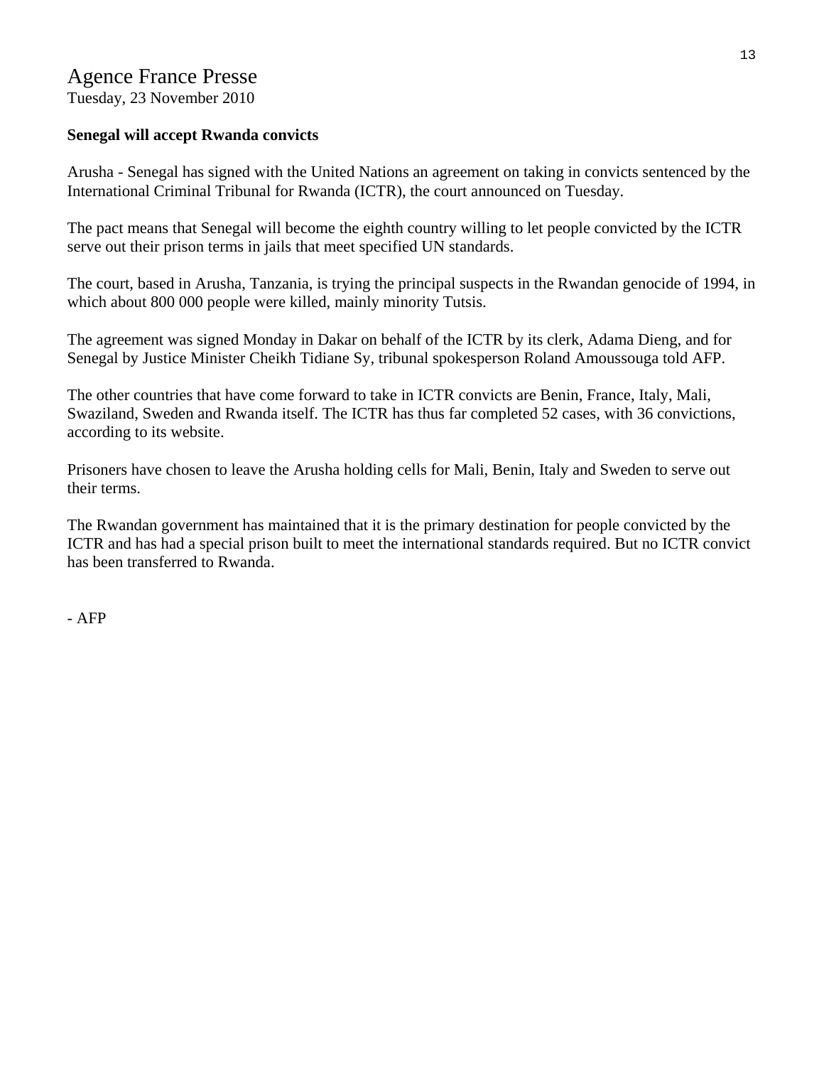# Agence France Presse

Tuesday, 23 November 2010

**Senegal will accept Rwanda convicts**

Arusha - Senegal has signed with the United Nations an agreement on taking in convicts sentenced by the International Criminal Tribunal for Rwanda (ICTR), the court announced on Tuesday.

The pact means that Senegal will become the eighth country willing to let people convicted by the ICTR serve out their prison terms in jails that meet specified UN standards.

The court, based in Arusha, Tanzania, is trying the principal suspects in the Rwandan genocide of 1994, in which about 800 000 people were killed, mainly minority Tutsis.

The agreement was signed Monday in Dakar on behalf of the ICTR by its clerk, Adama Dieng, and for Senegal by Justice Minister Cheikh Tidiane Sy, tribunal spokesperson Roland Amoussouga told AFP.

The other countries that have come forward to take in ICTR convicts are Benin, France, Italy, Mali, Swaziland, Sweden and Rwanda itself. The ICTR has thus far completed 52 cases, with 36 convictions, according to its website.

Prisoners have chosen to leave the Arusha holding cells for Mali, Benin, Italy and Sweden to serve out their terms.

The Rwandan government has maintained that it is the primary destination for people convicted by the ICTR and has had a special prison built to meet the international standards required. But no ICTR convict has been transferred to Rwanda.

- AFP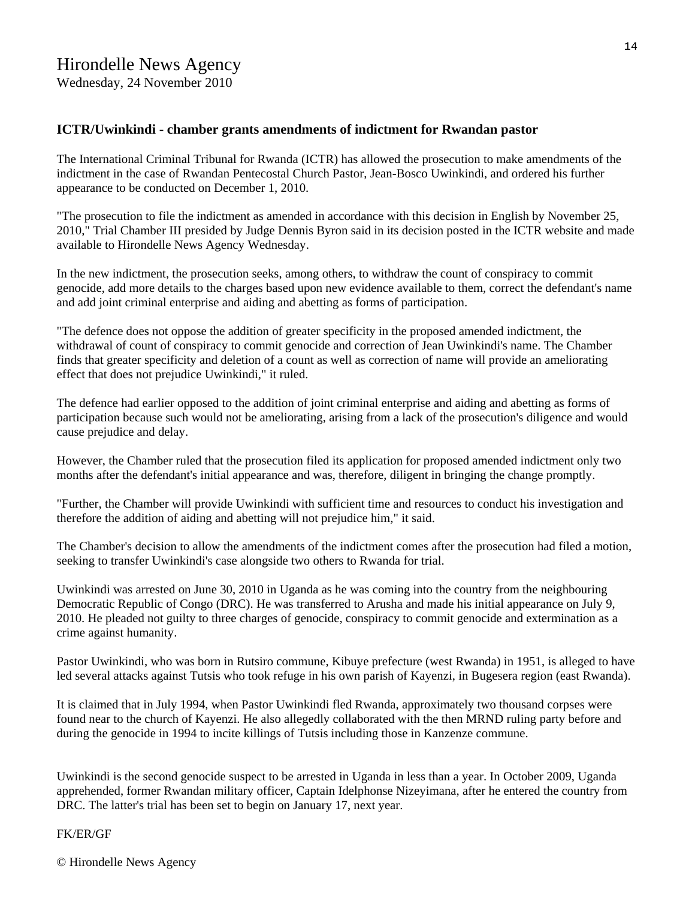Hirondelle News Agency

Wednesday, 24 November 2010

## ICTR/Uwinkindi - chamber grants amendments of indictment for Rwandan pastor

The International Criminal Tribunal for Rwanda (ICTR) has allowed the prosecution to make amendments of the indictment in the case of Rwandan Pentecostal Church Pastor, Jean-Bosco Uwinkindi, and ordered his further appearance to be conducted on December 1, 2010.

"The prosecution to file the indictment as amended in accordance with this decision in English by November 25, 2010," Trial Chamber III presided by Judge Dennis Byron said in its decision posted in the ICTR website and made available to Hirondelle News Agency Wednesday.

In the new indictment, the prosecution seeks, among others, to withdraw the count of conspiracy to commit genocide, add more details to the charges based upon new evidence available to them, correct the defendant's name and add joint criminal enterprise and aiding and abetting as forms of participation.

"The defence does not oppose the addition of greater specificity in the proposed amended indictment, the withdrawal of count of conspiracy to commit genocide and correction of Jean Uwinkindi's name. The Chamber finds that greater specificity and deletion of a count as well as correction of name will provide an ameliorating effect that does not prejudice Uwinkindi," it ruled.

The defence had earlier opposed to the addition of joint criminal enterprise and aiding and abetting as forms of participation because such would not be ameliorating, arising from a lack of the prosecution's diligence and would cause prejudice and delay.

However, the Chamber ruled that the prosecution filed its application for proposed amended indictment only two months after the defendant's initial appearance and was, therefore, diligent in bringing the change promptly.

"Further, the Chamber will provide Uwinkindi with sufficient time and resources to conduct his investigation and therefore the addition of aiding and abetting will not prejudice him," it said.

The Chamber's decision to allow the amendments of the indictment comes after the prosecution had filed a motion, seeking to transfer Uwinkindi's case alongside two others to Rwanda for trial.

Uwinkindi was arrested on June 30, 2010 in Uganda as he was coming into the country from the neighbouring Democratic Republic of Congo (DRC). He was transferred to Arusha and made his initial appearance on July 9, 2010. He pleaded not guilty to three charges of genocide, conspiracy to commit genocide and extermination as a crime against humanity.

Pastor Uwinkindi, who was born in Rutsiro commune, Kibuye prefecture (west Rwanda) in 1951, is alleged to have led several attacks against Tutsis who took refuge in his own parish of Kayenzi, in Bugesera region (east Rwanda).

It is claimed that in July 1994, when Pastor Uwinkindi fled Rwanda, approximately two thousand corpses were found near to the church of Kayenzi. He also allegedly collaborated with the then MRND ruling party before and during the genocide in 1994 to incite killings of Tutsis including those in Kanzenze commune.

Uwinkindi is the second genocide suspect to be arrested in Uganda in less than a year. In October 2009, Uganda apprehended, former Rwandan military officer, Captain Idelphonse Nizeyimana, after he entered the country from DRC. The latter's trial has been set to begin on January 17, next year.

FK/ER/GF

© Hirondelle News Agency